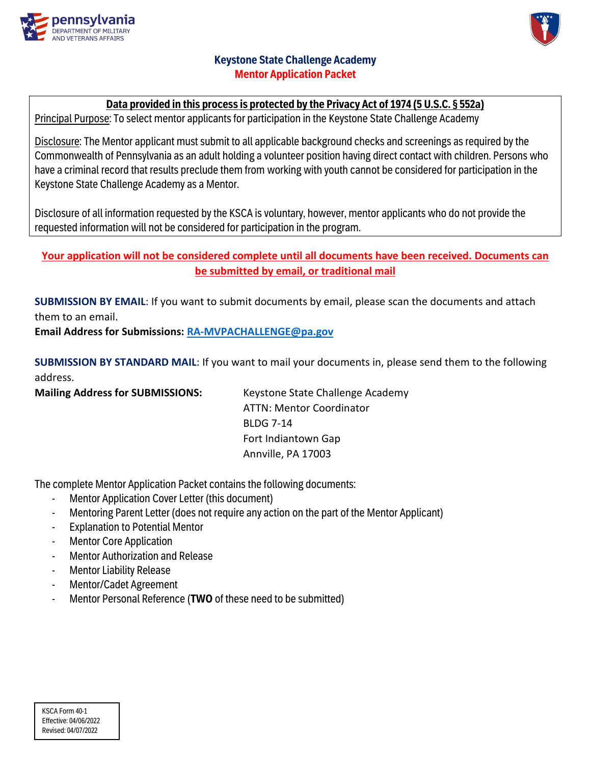pennsylvania
DEPARTMENT OF MILITARY AND VETERANS AFFAIRS

# Keystone State Challenge Academy
## Mentor Application Packet

**Data provided in this process is protected by the Privacy Act of 1974 (5 U.S.C. § 552a)**

Principal Purpose: To select mentor applicants for participation in the Keystone State Challenge Academy

Disclosure: The Mentor applicant must submit to all applicable background checks and screenings as required by the Commonwealth of Pennsylvania as an adult holding a volunteer position having direct contact with children. Persons who have a criminal record that results preclude them from working with youth cannot be considered for participation in the Keystone State Challenge Academy as a Mentor.

Disclosure of all information requested by the KSCA is voluntary, however, mentor applicants who do not provide the requested information will not be considered for participation in the program.

**Your application will not be considered complete until all documents have been received. Documents can be submitted by email, or traditional mail**

**SUBMISSION BY EMAIL**: If you want to submit documents by email, please scan the documents and attach them to an email.

**Email Address for Submissions:** RA-MVPACHALLENGE@pa.gov

**SUBMISSION BY STANDARD MAIL**: If you want to mail your documents in, please send them to the following address.

**Mailing Address for SUBMISSIONS:**

Keystone State Challenge Academy
ATTN: Mentor Coordinator
BLDG 7-14
Fort Indiantown Gap
Annville, PA 17003

The complete Mentor Application Packet contains the following documents:

- Mentor Application Cover Letter (this document)
- Mentoring Parent Letter (does not require any action on the part of the Mentor Applicant)
- Explanation to Potential Mentor
- Mentor Core Application
- Mentor Authorization and Release
- Mentor Liability Release
- Mentor/Cadet Agreement
- Mentor Personal Reference (**TWO** of these need to be submitted)

KSCA Form 40-1
Effective: 04/06/2022
Revised: 04/07/2022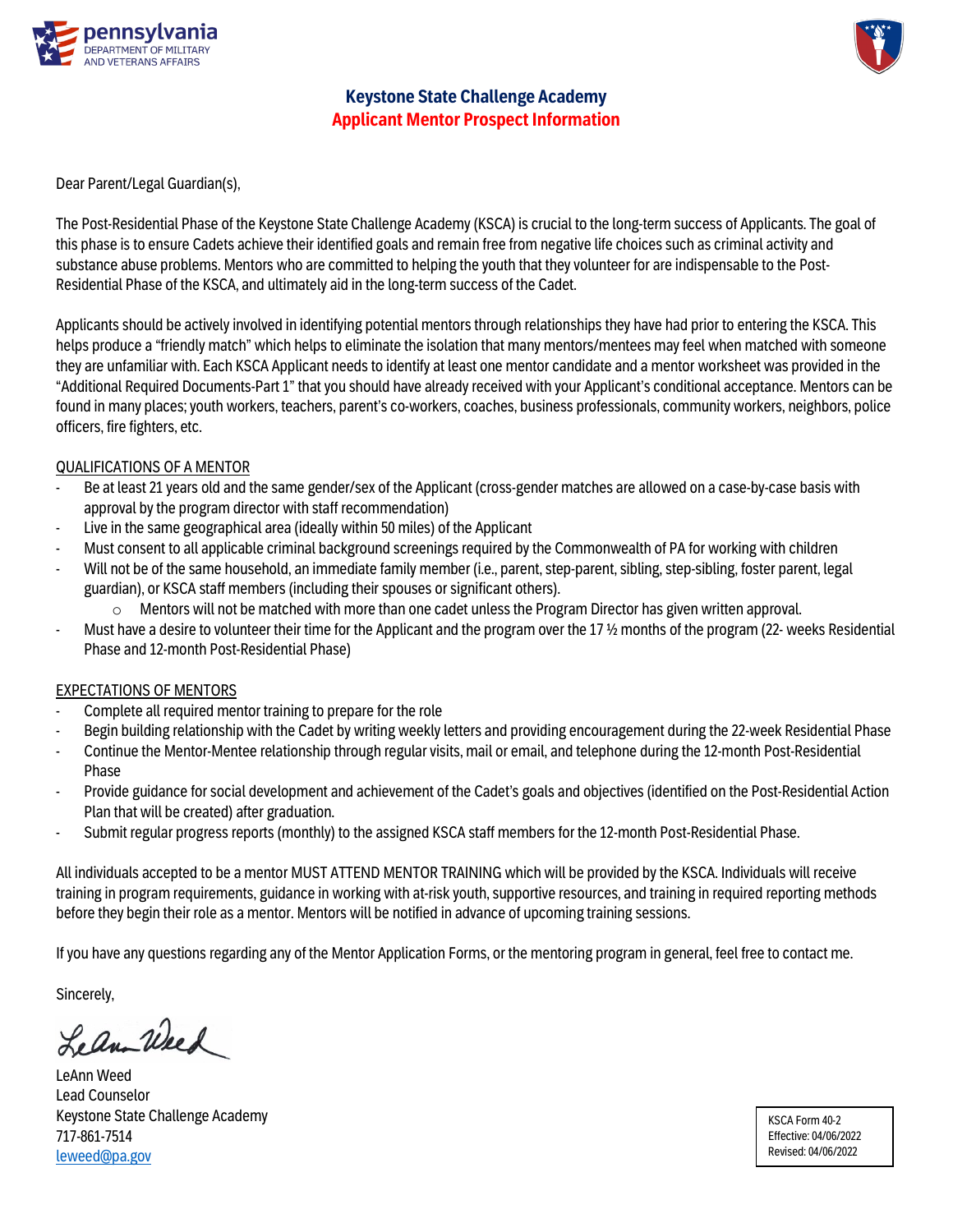pennsylvania
DEPARTMENT OF MILITARY AND VETERANS AFFAIRS

# Keystone State Challenge Academy
## Applicant Mentor Prospect Information

Dear Parent/Legal Guardian(s),

The Post-Residential Phase of the Keystone State Challenge Academy (KSCA) is crucial to the long-term success of Applicants. The goal of this phase is to ensure Cadets achieve their identified goals and remain free from negative life choices such as criminal activity and substance abuse problems. Mentors who are committed to helping the youth that they volunteer for are indispensable to the Post-Residential Phase of the KSCA, and ultimately aid in the long-term success of the Cadet.

Applicants should be actively involved in identifying potential mentors through relationships they have had prior to entering the KSCA. This helps produce a "friendly match" which helps to eliminate the isolation that many mentors/mentees may feel when matched with someone they are unfamiliar with. Each KSCA Applicant needs to identify at least one mentor candidate and a mentor worksheet was provided in the "Additional Required Documents-Part 1" that you should have already received with your Applicant's conditional acceptance. Mentors can be found in many places; youth workers, teachers, parent's co-workers, coaches, business professionals, community workers, neighbors, police officers, fire fighters, etc.

QUALIFICATIONS OF A MENTOR

- Be at least 21 years old and the same gender/sex of the Applicant (cross-gender matches are allowed on a case-by-case basis with approval by the program director with staff recommendation)
- Live in the same geographical area (ideally within 50 miles) of the Applicant
- Must consent to all applicable criminal background screenings required by the Commonwealth of PA for working with children
- Will not be of the same household, an immediate family member (i.e., parent, step-parent, sibling, step-sibling, foster parent, legal guardian), or KSCA staff members (including their spouses or significant others).
  - Mentors will not be matched with more than one cadet unless the Program Director has given written approval.
- Must have a desire to volunteer their time for the Applicant and the program over the 17 ½ months of the program (22- weeks Residential Phase and 12-month Post-Residential Phase)

EXPECTATIONS OF MENTORS

- Complete all required mentor training to prepare for the role
- Begin building relationship with the Cadet by writing weekly letters and providing encouragement during the 22-week Residential Phase
- Continue the Mentor-Mentee relationship through regular visits, mail or email, and telephone during the 12-month Post-Residential Phase
- Provide guidance for social development and achievement of the Cadet's goals and objectives (identified on the Post-Residential Action Plan that will be created) after graduation.
- Submit regular progress reports (monthly) to the assigned KSCA staff members for the 12-month Post-Residential Phase.

All individuals accepted to be a mentor MUST ATTEND MENTOR TRAINING which will be provided by the KSCA. Individuals will receive training in program requirements, guidance in working with at-risk youth, supportive resources, and training in required reporting methods before they begin their role as a mentor. Mentors will be notified in advance of upcoming training sessions.

If you have any questions regarding any of the Mentor Application Forms, or the mentoring program in general, feel free to contact me.

Sincerely,

LeAnn Weed
Lead Counselor
Keystone State Challenge Academy
717-861-7514
leweed@pa.gov

KSCA Form 40-2
Effective: 04/06/2022
Revised: 04/06/2022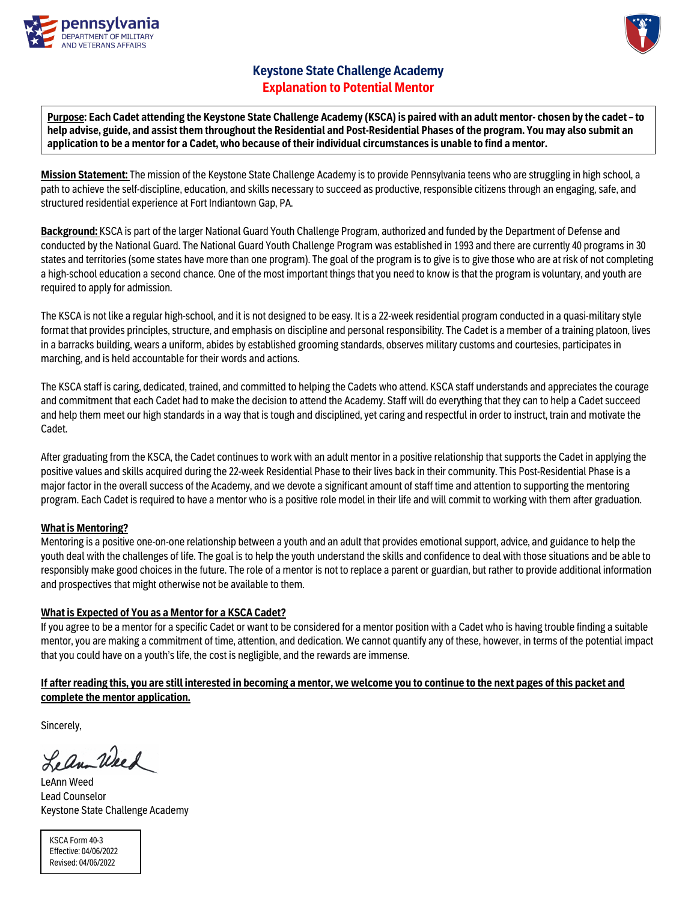pennsylvania
DEPARTMENT OF MILITARY AND VETERANS AFFAIRS

# Keystone State Challenge Academy
## Explanation to Potential Mentor

**Purpose: Each Cadet attending the Keystone State Challenge Academy (KSCA) is paired with an adult mentor- chosen by the cadet – to help advise, guide, and assist them throughout the Residential and Post-Residential Phases of the program. You may also submit an application to be a mentor for a Cadet, who because of their individual circumstances is unable to find a mentor.**

**Mission Statement:** The mission of the Keystone State Challenge Academy is to provide Pennsylvania teens who are struggling in high school, a path to achieve the self-discipline, education, and skills necessary to succeed as productive, responsible citizens through an engaging, safe, and structured residential experience at Fort Indiantown Gap, PA.

**Background:** KSCA is part of the larger National Guard Youth Challenge Program, authorized and funded by the Department of Defense and conducted by the National Guard. The National Guard Youth Challenge Program was established in 1993 and there are currently 40 programs in 30 states and territories (some states have more than one program). The goal of the program is to give is to give those who are at risk of not completing a high-school education a second chance. One of the most important things that you need to know is that the program is voluntary, and youth are required to apply for admission.

The KSCA is not like a regular high-school, and it is not designed to be easy. It is a 22-week residential program conducted in a quasi-military style format that provides principles, structure, and emphasis on discipline and personal responsibility. The Cadet is a member of a training platoon, lives in a barracks building, wears a uniform, abides by established grooming standards, observes military customs and courtesies, participates in marching, and is held accountable for their words and actions.

The KSCA staff is caring, dedicated, trained, and committed to helping the Cadets who attend. KSCA staff understands and appreciates the courage and commitment that each Cadet had to make the decision to attend the Academy. Staff will do everything that they can to help a Cadet succeed and help them meet our high standards in a way that is tough and disciplined, yet caring and respectful in order to instruct, train and motivate the Cadet.

After graduating from the KSCA, the Cadet continues to work with an adult mentor in a positive relationship that supports the Cadet in applying the positive values and skills acquired during the 22-week Residential Phase to their lives back in their community. This Post-Residential Phase is a major factor in the overall success of the Academy, and we devote a significant amount of staff time and attention to supporting the mentoring program. Each Cadet is required to have a mentor who is a positive role model in their life and will commit to working with them after graduation.

**What is Mentoring?**

Mentoring is a positive one-on-one relationship between a youth and an adult that provides emotional support, advice, and guidance to help the youth deal with the challenges of life. The goal is to help the youth understand the skills and confidence to deal with those situations and be able to responsibly make good choices in the future. The role of a mentor is not to replace a parent or guardian, but rather to provide additional information and prospectives that might otherwise not be available to them.

**What is Expected of You as a Mentor for a KSCA Cadet?**

If you agree to be a mentor for a specific Cadet or want to be considered for a mentor position with a Cadet who is having trouble finding a suitable mentor, you are making a commitment of time, attention, and dedication. We cannot quantify any of these, however, in terms of the potential impact that you could have on a youth's life, the cost is negligible, and the rewards are immense.

**If after reading this, you are still interested in becoming a mentor, we welcome you to continue to the next pages of this packet and complete the mentor application.**

Sincerely,

LeAnn Weed

LeAnn Weed
Lead Counselor
Keystone State Challenge Academy

KSCA Form 40-3
Effective: 04/06/2022
Revised: 04/06/2022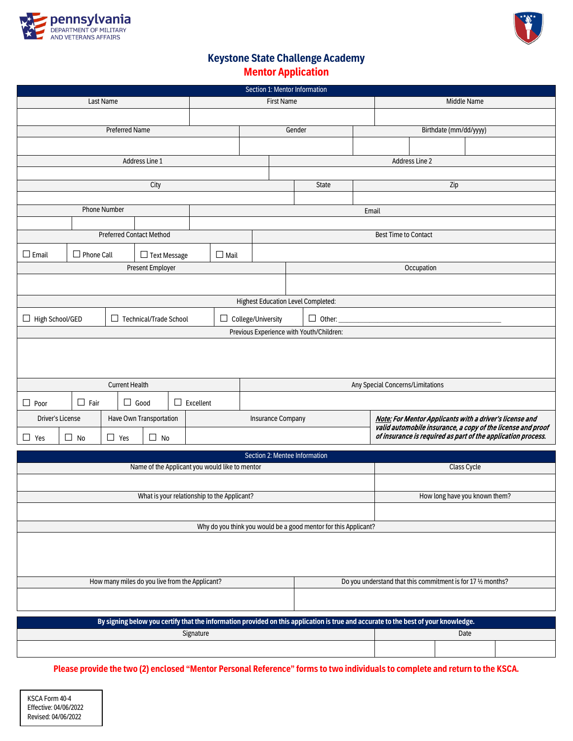pennsylvania
DEPARTMENT OF MILITARY AND VETERANS AFFAIRS

# Keystone State Challenge Academy

## Mentor Application

| Section 1: Mentor Information | | |
|---|---|---|
| Last Name | First Name | Middle Name |
| | | |

| Preferred Name | Gender | Birthdate (mm/dd/yyyy) |
|---|---|---|
| | | |

| Address Line 1 | Address Line 2 |
|---|---|
| | |

| City | State | Zip |
|---|---|---|
| | | |

| Phone Number | Email |
|---|---|
| | |

| Preferred Contact Method | | | | Best Time to Contact |
|---|---|---|---|---|
| ☐ Email | ☐ Phone Call | ☐ Text Message | ☐ Mail | |

| Present Employer | Occupation |
|---|---|
| | |

| Highest Education Level Completed: | | | |
|---|---|---|---|
| ☐ High School/GED | ☐ Technical/Trade School | ☐ College/University | ☐ Other: ______________________ |

| Previous Experience with Youth/Children: |
|---|
| |

| Current Health | | | | Any Special Concerns/Limitations |
|---|---|---|---|---|
| ☐ Poor | ☐ Fair | ☐ Good | ☐ Excellent | |

| Driver's License | | Have Own Transportation | | Insurance Company | *Note: For Mentor Applicants with a driver's license and valid automobile insurance, a copy of the license and proof of insurance is required as part of the application process.* |
|---|---|---|---|---|---|
| ☐ Yes | ☐ No | ☐ Yes | ☐ No | | |

| Section 2: Mentee Information | |
|---|---|
| Name of the Applicant you would like to mentor | Class Cycle |
| | |
| What is your relationship to the Applicant? | How long have you known them? |
| | |

| Why do you think you would be a good mentor for this Applicant? |
|---|
| |

| How many miles do you live from the Applicant? | Do you understand that this commitment is for 17 ½ months? |
|---|---|
| | |

| By signing below you certify that the information provided on this application is true and accurate to the best of your knowledge. | |
|---|---|
| Signature | Date |
| | |

**Please provide the two (2) enclosed "Mentor Personal Reference" forms to two individuals to complete and return to the KSCA.**

KSCA Form 40-4
Effective: 04/06/2022
Revised: 04/06/2022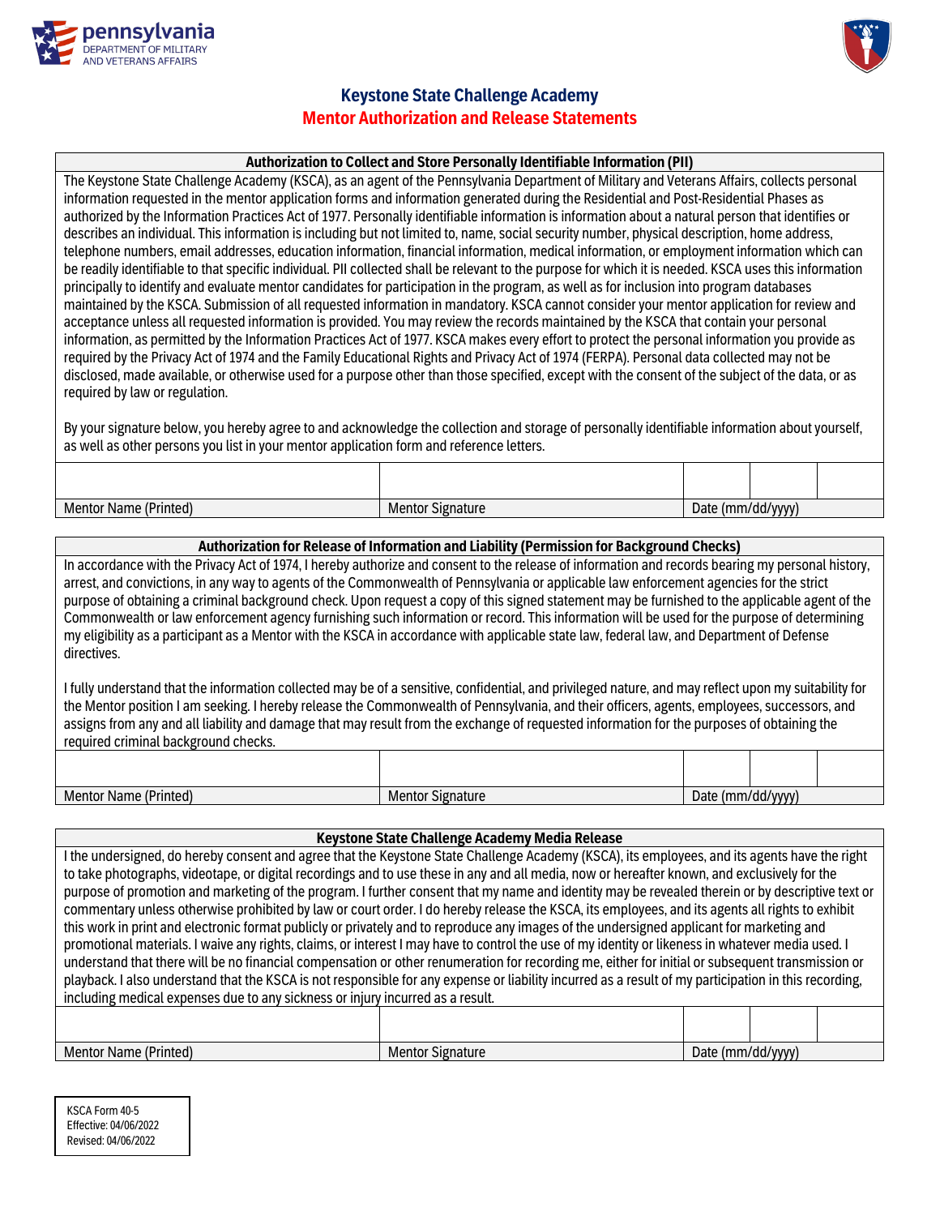pennsylvania
DEPARTMENT OF MILITARY AND VETERANS AFFAIRS

# Keystone State Challenge Academy
## Mentor Authorization and Release Statements

### Authorization to Collect and Store Personally Identifiable Information (PII)

The Keystone State Challenge Academy (KSCA), as an agent of the Pennsylvania Department of Military and Veterans Affairs, collects personal information requested in the mentor application forms and information generated during the Residential and Post-Residential Phases as authorized by the Information Practices Act of 1977. Personally identifiable information is information about a natural person that identifies or describes an individual. This information is including but not limited to, name, social security number, physical description, home address, telephone numbers, email addresses, education information, financial information, medical information, or employment information which can be readily identifiable to that specific individual. PII collected shall be relevant to the purpose for which it is needed. KSCA uses this information principally to identify and evaluate mentor candidates for participation in the program, as well as for inclusion into program databases maintained by the KSCA. Submission of all requested information in mandatory. KSCA cannot consider your mentor application for review and acceptance unless all requested information is provided. You may review the records maintained by the KSCA that contain your personal information, as permitted by the Information Practices Act of 1977. KSCA makes every effort to protect the personal information you provide as required by the Privacy Act of 1974 and the Family Educational Rights and Privacy Act of 1974 (FERPA). Personal data collected may not be disclosed, made available, or otherwise used for a purpose other than those specified, except with the consent of the subject of the data, or as required by law or regulation.

By your signature below, you hereby agree to and acknowledge the collection and storage of personally identifiable information about yourself, as well as other persons you list in your mentor application form and reference letters.

| | | | | |
|---|---|---|---|---|
| Mentor Name (Printed) | Mentor Signature | Date (mm/dd/yyyy) | | |

### Authorization for Release of Information and Liability (Permission for Background Checks)

In accordance with the Privacy Act of 1974, I hereby authorize and consent to the release of information and records bearing my personal history, arrest, and convictions, in any way to agents of the Commonwealth of Pennsylvania or applicable law enforcement agencies for the strict purpose of obtaining a criminal background check. Upon request a copy of this signed statement may be furnished to the applicable agent of the Commonwealth or law enforcement agency furnishing such information or record. This information will be used for the purpose of determining my eligibility as a participant as a Mentor with the KSCA in accordance with applicable state law, federal law, and Department of Defense directives.

I fully understand that the information collected may be of a sensitive, confidential, and privileged nature, and may reflect upon my suitability for the Mentor position I am seeking. I hereby release the Commonwealth of Pennsylvania, and their officers, agents, employees, successors, and assigns from any and all liability and damage that may result from the exchange of requested information for the purposes of obtaining the required criminal background checks.

| | | | | |
|---|---|---|---|---|
| Mentor Name (Printed) | Mentor Signature | Date (mm/dd/yyyy) | | |

### Keystone State Challenge Academy Media Release

I the undersigned, do hereby consent and agree that the Keystone State Challenge Academy (KSCA), its employees, and its agents have the right to take photographs, videotape, or digital recordings and to use these in any and all media, now or hereafter known, and exclusively for the purpose of promotion and marketing of the program. I further consent that my name and identity may be revealed therein or by descriptive text or commentary unless otherwise prohibited by law or court order. I do hereby release the KSCA, its employees, and its agents all rights to exhibit this work in print and electronic format publicly or privately and to reproduce any images of the undersigned applicant for marketing and promotional materials. I waive any rights, claims, or interest I may have to control the use of my identity or likeness in whatever media used. I understand that there will be no financial compensation or other renumeration for recording me, either for initial or subsequent transmission or playback. I also understand that the KSCA is not responsible for any expense or liability incurred as a result of my participation in this recording, including medical expenses due to any sickness or injury incurred as a result.

| | | | | |
|---|---|---|---|---|
| Mentor Name (Printed) | Mentor Signature | Date (mm/dd/yyyy) | | |

KSCA Form 40-5
Effective: 04/06/2022
Revised: 04/06/2022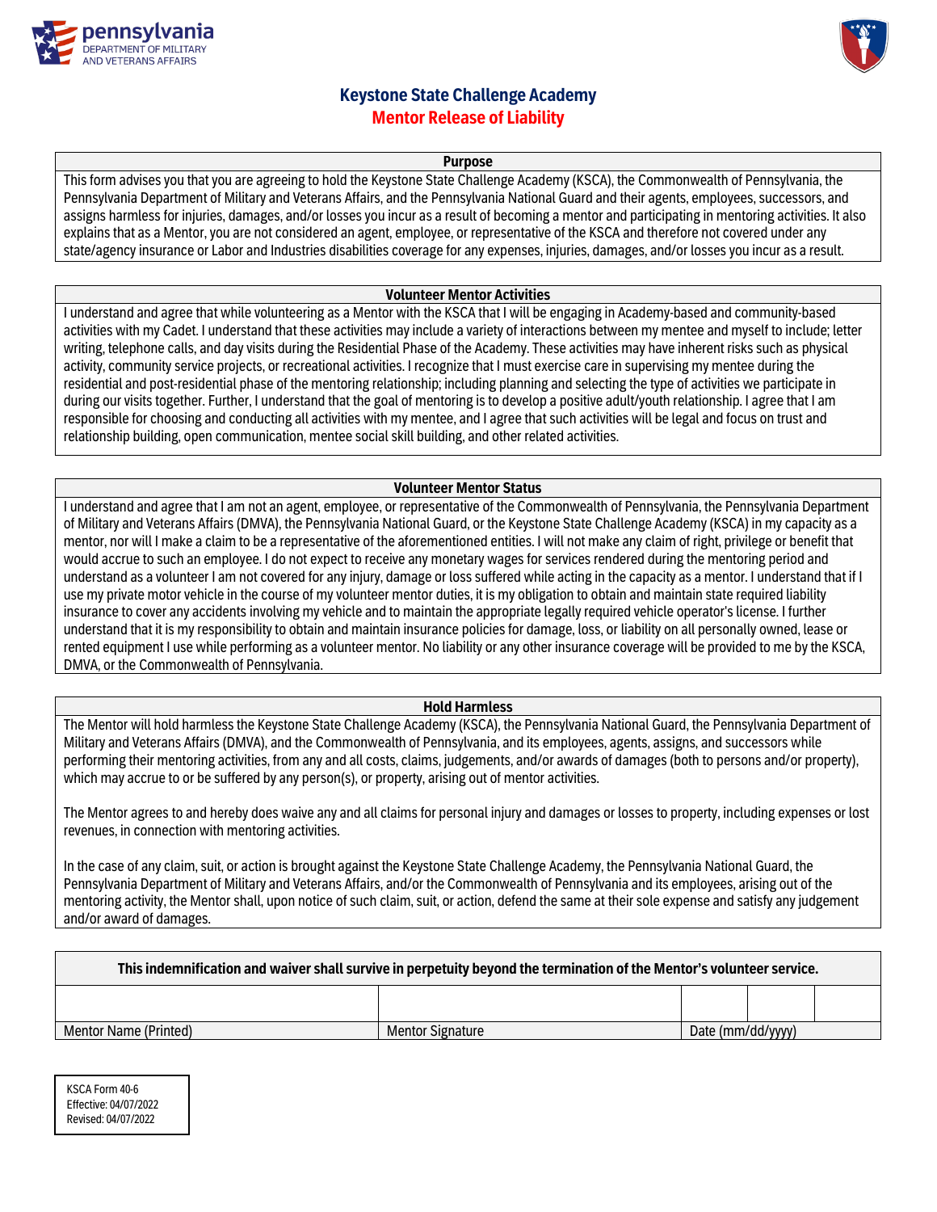pennsylvania
DEPARTMENT OF MILITARY
AND VETERANS AFFAIRS

# Keystone State Challenge Academy
## Mentor Release of Liability

**Purpose**

This form advises you that you are agreeing to hold the Keystone State Challenge Academy (KSCA), the Commonwealth of Pennsylvania, the Pennsylvania Department of Military and Veterans Affairs, and the Pennsylvania National Guard and their agents, employees, successors, and assigns harmless for injuries, damages, and/or losses you incur as a result of becoming a mentor and participating in mentoring activities. It also explains that as a Mentor, you are not considered an agent, employee, or representative of the KSCA and therefore not covered under any state/agency insurance or Labor and Industries disabilities coverage for any expenses, injuries, damages, and/or losses you incur as a result.

**Volunteer Mentor Activities**

I understand and agree that while volunteering as a Mentor with the KSCA that I will be engaging in Academy-based and community-based activities with my Cadet. I understand that these activities may include a variety of interactions between my mentee and myself to include; letter writing, telephone calls, and day visits during the Residential Phase of the Academy. These activities may have inherent risks such as physical activity, community service projects, or recreational activities. I recognize that I must exercise care in supervising my mentee during the residential and post-residential phase of the mentoring relationship; including planning and selecting the type of activities we participate in during our visits together. Further, I understand that the goal of mentoring is to develop a positive adult/youth relationship. I agree that I am responsible for choosing and conducting all activities with my mentee, and I agree that such activities will be legal and focus on trust and relationship building, open communication, mentee social skill building, and other related activities.

**Volunteer Mentor Status**

I understand and agree that I am not an agent, employee, or representative of the Commonwealth of Pennsylvania, the Pennsylvania Department of Military and Veterans Affairs (DMVA), the Pennsylvania National Guard, or the Keystone State Challenge Academy (KSCA) in my capacity as a mentor, nor will I make a claim to be a representative of the aforementioned entities. I will not make any claim of right, privilege or benefit that would accrue to such an employee. I do not expect to receive any monetary wages for services rendered during the mentoring period and understand as a volunteer I am not covered for any injury, damage or loss suffered while acting in the capacity as a mentor. I understand that if I use my private motor vehicle in the course of my volunteer mentor duties, it is my obligation to obtain and maintain state required liability insurance to cover any accidents involving my vehicle and to maintain the appropriate legally required vehicle operator's license. I further understand that it is my responsibility to obtain and maintain insurance policies for damage, loss, or liability on all personally owned, lease or rented equipment I use while performing as a volunteer mentor. No liability or any other insurance coverage will be provided to me by the KSCA, DMVA, or the Commonwealth of Pennsylvania.

**Hold Harmless**

The Mentor will hold harmless the Keystone State Challenge Academy (KSCA), the Pennsylvania National Guard, the Pennsylvania Department of Military and Veterans Affairs (DMVA), and the Commonwealth of Pennsylvania, and its employees, agents, assigns, and successors while performing their mentoring activities, from any and all costs, claims, judgements, and/or awards of damages (both to persons and/or property), which may accrue to or be suffered by any person(s), or property, arising out of mentor activities.

The Mentor agrees to and hereby does waive any and all claims for personal injury and damages or losses to property, including expenses or lost revenues, in connection with mentoring activities.

In the case of any claim, suit, or action is brought against the Keystone State Challenge Academy, the Pennsylvania National Guard, the Pennsylvania Department of Military and Veterans Affairs, and/or the Commonwealth of Pennsylvania and its employees, arising out of the mentoring activity, the Mentor shall, upon notice of such claim, suit, or action, defend the same at their sole expense and satisfy any judgement and/or award of damages.

**This indemnification and waiver shall survive in perpetuity beyond the termination of the Mentor's volunteer service.**

| | | | | |
|---|---|---|---|---|
| Mentor Name (Printed) | Mentor Signature | Date (mm/dd/yyyy) | | |

KSCA Form 40-6
Effective: 04/07/2022
Revised: 04/07/2022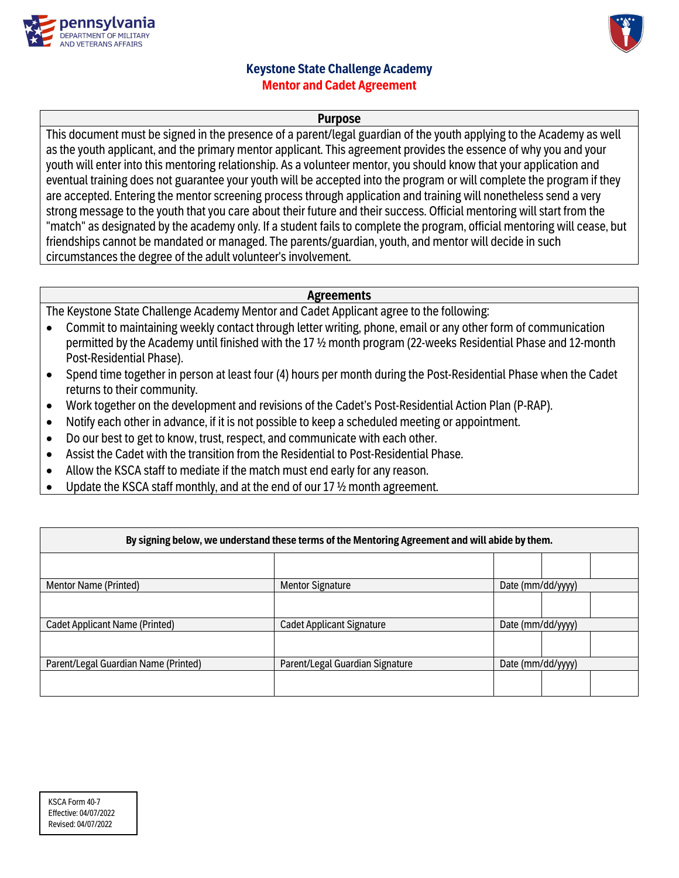# Keystone State Challenge Academy
## Mentor and Cadet Agreement

| Purpose |
|---|
| This document must be signed in the presence of a parent/legal guardian of the youth applying to the Academy as well as the youth applicant, and the primary mentor applicant. This agreement provides the essence of why you and your youth will enter into this mentoring relationship. As a volunteer mentor, you should know that your application and eventual training does not guarantee your youth will be accepted into the program or will complete the program if they are accepted. Entering the mentor screening process through application and training will nonetheless send a very strong message to the youth that you care about their future and their success. Official mentoring will start from the "match" as designated by the academy only. If a student fails to complete the program, official mentoring will cease, but friendships cannot be mandated or managed. The parents/guardian, youth, and mentor will decide in such circumstances the degree of the adult volunteer's involvement. |

**Agreements**

The Keystone State Challenge Academy Mentor and Cadet Applicant agree to the following:

- Commit to maintaining weekly contact through letter writing, phone, email or any other form of communication permitted by the Academy until finished with the 17 ½ month program (22-weeks Residential Phase and 12-month Post-Residential Phase).
- Spend time together in person at least four (4) hours per month during the Post-Residential Phase when the Cadet returns to their community.
- Work together on the development and revisions of the Cadet's Post-Residential Action Plan (P-RAP).
- Notify each other in advance, if it is not possible to keep a scheduled meeting or appointment.
- Do our best to get to know, trust, respect, and communicate with each other.
- Assist the Cadet with the transition from the Residential to Post-Residential Phase.
- Allow the KSCA staff to mediate if the match must end early for any reason.
- Update the KSCA staff monthly, and at the end of our 17 ½ month agreement.

| By signing below, we understand these terms of the Mentoring Agreement and will abide by them. | | | | |
|---|---|---|---|---|
| | | | | |
| Mentor Name (Printed) | Mentor Signature | Date (mm/dd/yyyy) | | |
| | | | | |
| Cadet Applicant Name (Printed) | Cadet Applicant Signature | Date (mm/dd/yyyy) | | |
| | | | | |
| Parent/Legal Guardian Name (Printed) | Parent/Legal Guardian Signature | Date (mm/dd/yyyy) | | |
| | | | | |

KSCA Form 40-7
Effective: 04/07/2022
Revised: 04/07/2022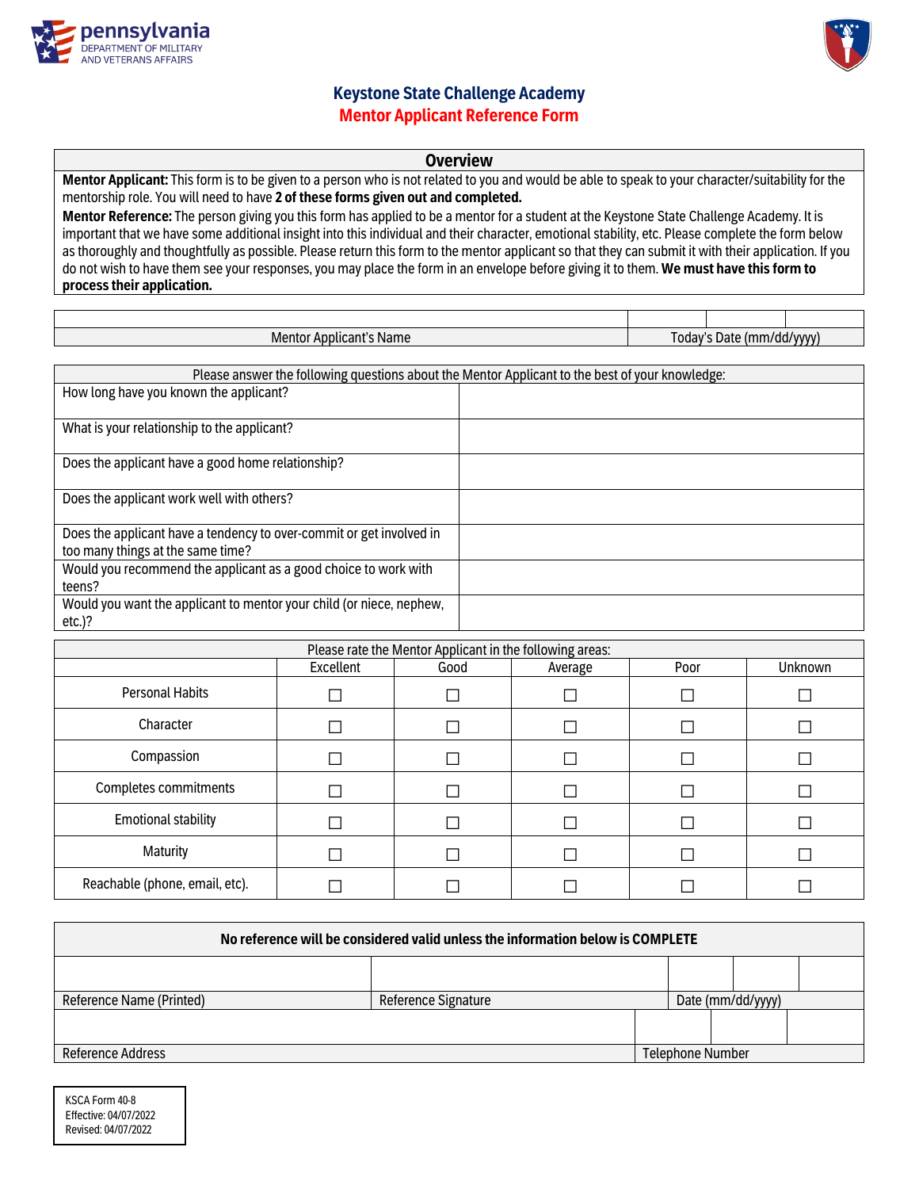pennsylvania
DEPARTMENT OF MILITARY AND VETERANS AFFAIRS

# Keystone State Challenge Academy

## Mentor Applicant Reference Form

| Overview |
|---|
| **Mentor Applicant:** This form is to be given to a person who is not related to you and would be able to speak to your character/suitability for the mentorship role. You will need to have **2 of these forms given out and completed.** |
| **Mentor Reference:** The person giving you this form has applied to be a mentor for a student at the Keystone State Challenge Academy. It is important that we have some additional insight into this individual and their character, emotional stability, etc. Please complete the form below as thoroughly and thoughtfully as possible. Please return this form to the mentor applicant so that they can submit it with their application. If you do not wish to have them see your responses, you may place the form in an envelope before giving it to them. **We must have this form to process their application.** |

| | |
|---|---|
| | |
| Mentor Applicant's Name | Today's Date (mm/dd/yyyy) |

| Please answer the following questions about the Mentor Applicant to the best of your knowledge: | |
|---|---|
| How long have you known the applicant? | |
| What is your relationship to the applicant? | |
| Does the applicant have a good home relationship? | |
| Does the applicant work well with others? | |
| Does the applicant have a tendency to over-commit or get involved in too many things at the same time? | |
| Would you recommend the applicant as a good choice to work with teens? | |
| Would you want the applicant to mentor your child (or niece, nephew, etc.)? | |

| Please rate the Mentor Applicant in the following areas: | Excellent | Good | Average | Poor | Unknown |
|---|---|---|---|---|---|
| Personal Habits | ☐ | ☐ | ☐ | ☐ | ☐ |
| Character | ☐ | ☐ | ☐ | ☐ | ☐ |
| Compassion | ☐ | ☐ | ☐ | ☐ | ☐ |
| Completes commitments | ☐ | ☐ | ☐ | ☐ | ☐ |
| Emotional stability | ☐ | ☐ | ☐ | ☐ | ☐ |
| Maturity | ☐ | ☐ | ☐ | ☐ | ☐ |
| Reachable (phone, email, etc). | ☐ | ☐ | ☐ | ☐ | ☐ |

| **No reference will be considered valid unless the information below is COMPLETE** | | |
|---|---|---|
| | | |
| Reference Name (Printed) | Reference Signature | Date (mm/dd/yyyy) |
| | | |
| Reference Address | | Telephone Number |

KSCA Form 40-8
Effective: 04/07/2022
Revised: 04/07/2022